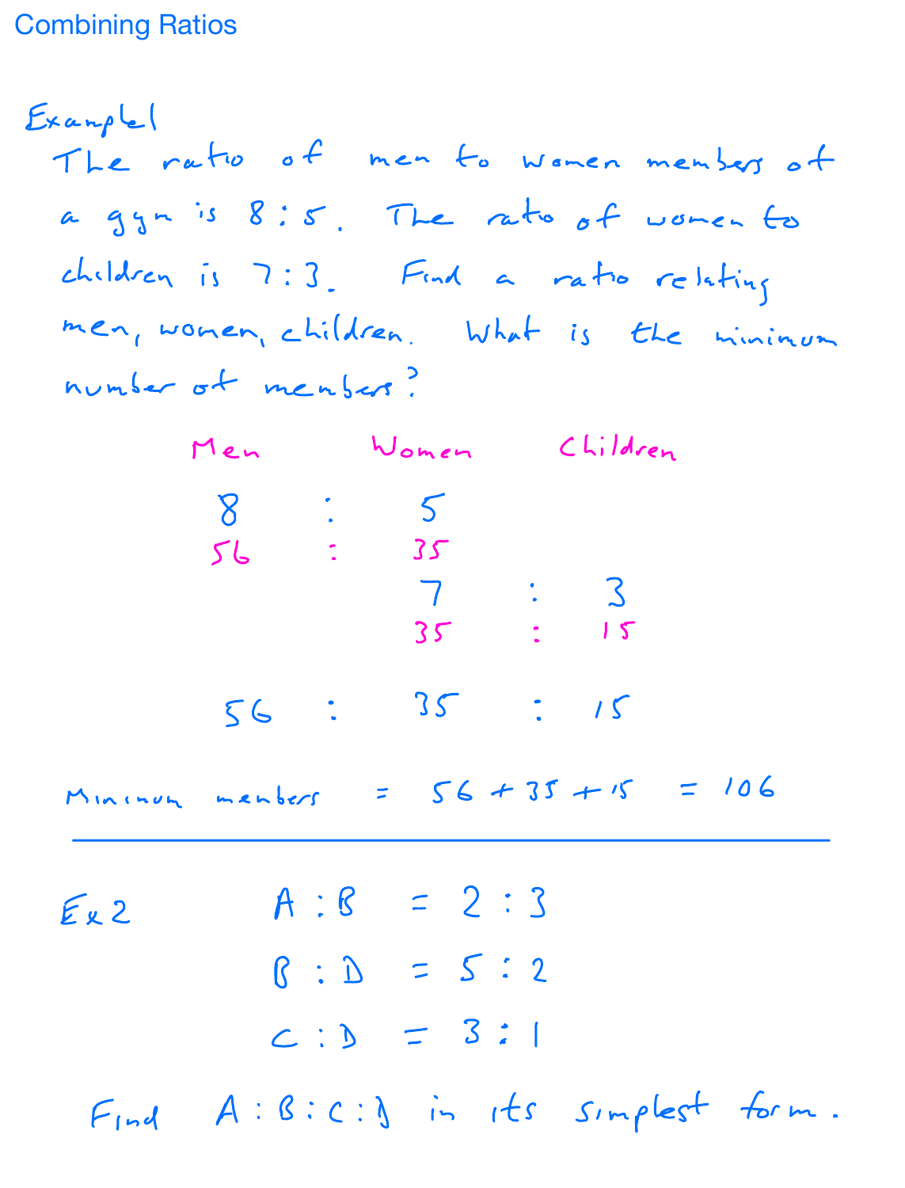# Combining Ratios

**Example 1**

The ratio of men to women members of a gym is 8 : 5. The ratio of women to children is 7 : 3. Find a ratio relating men, women, children. What is the minimum number of members?

| Men | | Women | | Children |
|---|---|---|---|---|
| 8 | : | 5 | | |
| 56 | : | 35 | | |
| | | 7 | : | 3 |
| | | 35 | : | 15 |
| 56 | : | 35 | : | 15 |

Minimum members $= 56 + 35 + 15 = 106$

---

**Ex 2**

$$A : B = 2 : 3$$

$$B : D = 5 : 2$$

$$C : D = 3 : 1$$

Find $A : B : C : D$ in its simplest form.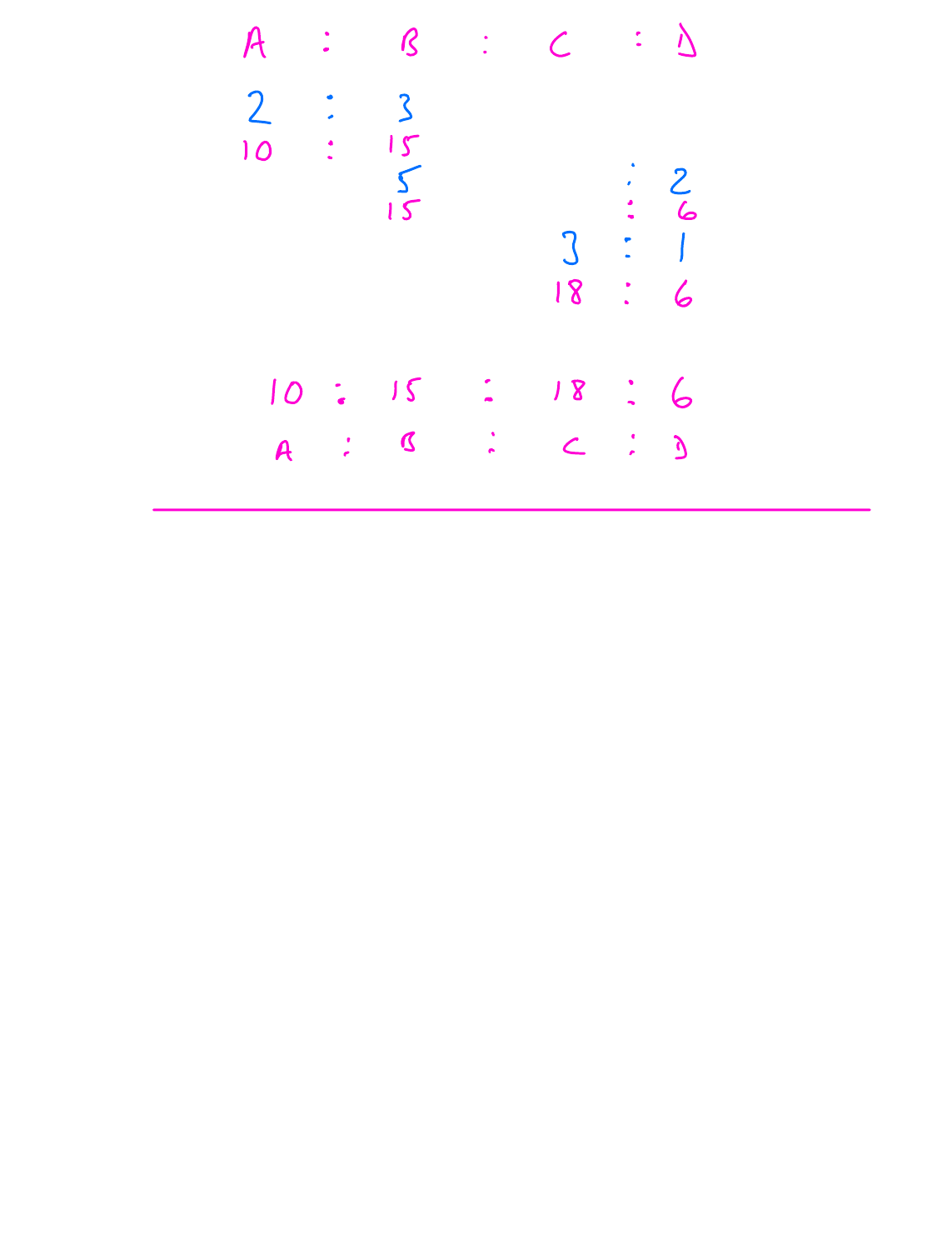| A | : | B | : | C | : | D |
|---|---|---|---|---|---|---|
| 2 | : | 3 | | | | |
| 10 | : | 15 | | | | |
| | | 5 | | | : | 2 |
| | | 15 | | | : | 6 |
| | | | | 3 | : | 1 |
| | | | | 18 | : | 6 |

$$10 : 15 : 18 : 6$$

$$A : B : C : D$$

---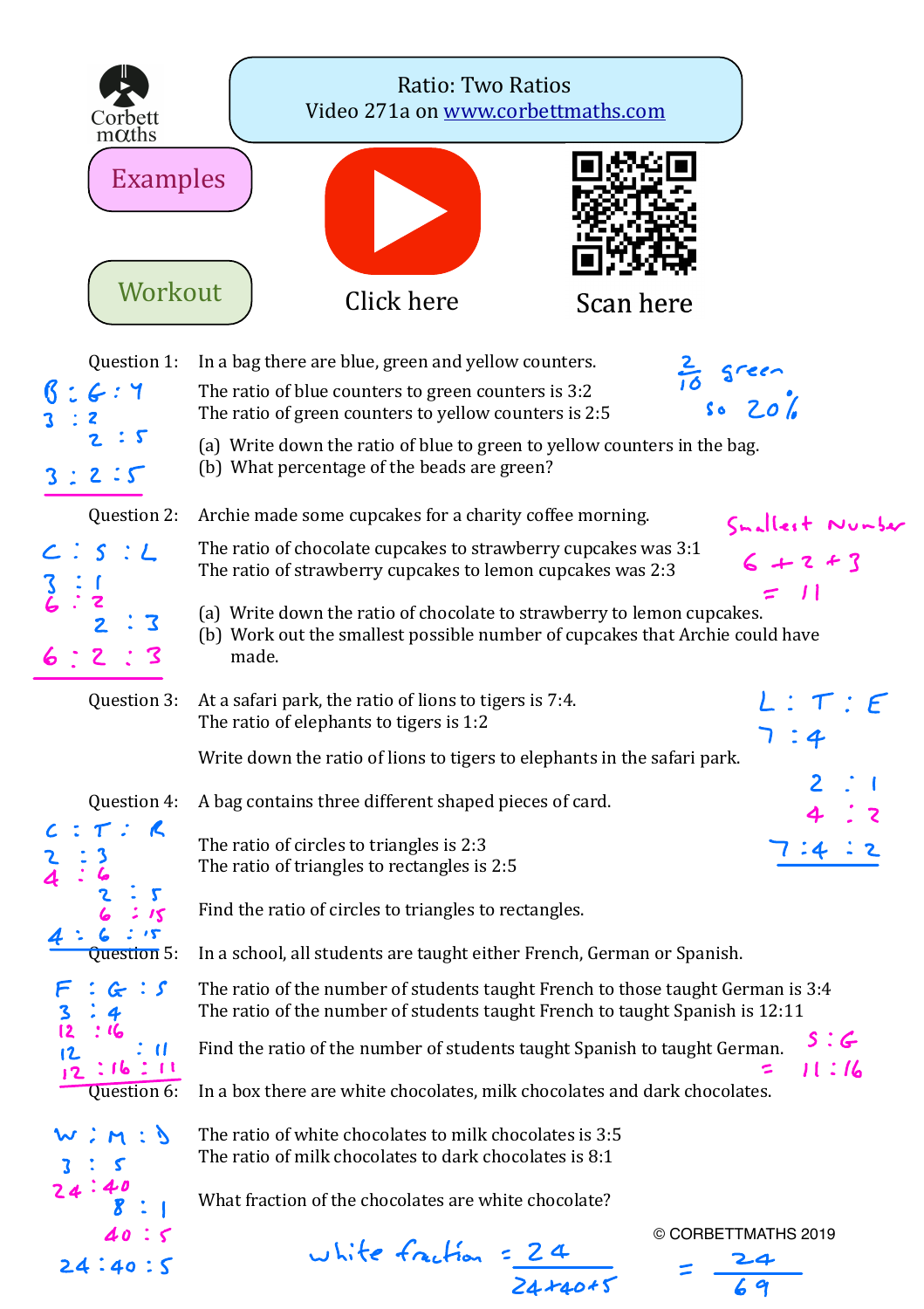# Ratio: Two Ratios

Video 271a on www.corbettmaths.com

Examples

Workout

Click here

Scan here

Question 1: In a bag there are blue, green and yellow counters.

The ratio of blue counters to green counters is 3:2
The ratio of green counters to yellow counters is 2:5

(a) Write down the ratio of blue to green to yellow counters in the bag.
(b) What percentage of the beads are green?

B : G : Y
3 : 2
2 : 5
3 : 2 : 5

$\frac{2}{10}$ green so 20%

Question 2: Archie made some cupcakes for a charity coffee morning.

The ratio of chocolate cupcakes to strawberry cupcakes was 3:1
The ratio of strawberry cupcakes to lemon cupcakes was 2:3

(a) Write down the ratio of chocolate to strawberry to lemon cupcakes.
(b) Work out the smallest possible number of cupcakes that Archie could have made.

C : S : L
3 : 1
6 : 2
2 : 3
6 : 2 : 3

Smallest Number
6 + 2 + 3
= 11

Question 3: At a safari park, the ratio of lions to tigers is 7:4.
The ratio of elephants to tigers is 1:2

Write down the ratio of lions to tigers to elephants in the safari park.

L : T : E
7 : 4
2 : 1
4 : 2
7 : 4 : 2

Question 4: A bag contains three different shaped pieces of card.

The ratio of circles to triangles is 2:3
The ratio of triangles to rectangles is 2:5

Find the ratio of circles to triangles to rectangles.

C : T : R
2 : 3
4 : 6
2 : 5
6 : 15
4 : 6 : 15

Question 5: In a school, all students are taught either French, German or Spanish.

The ratio of the number of students taught French to those taught German is 3:4
The ratio of the number of students taught French to taught Spanish is 12:11

Find the ratio of the number of students taught Spanish to taught German.

F : G : S
3 : 4
12 : 16
12 : 11
12 : 16 : 11

S : G
= 11 : 16

Question 6: In a box there are white chocolates, milk chocolates and dark chocolates.

The ratio of white chocolates to milk chocolates is 3:5
The ratio of milk chocolates to dark chocolates is 8:1

What fraction of the chocolates are white chocolate?

W : M : D
3 : 5
24 : 40
8 : 1
40 : 5
24 : 40 : 5

white fraction $= \frac{24}{24+40+5} = \frac{24}{69}$

© CORBETTMATHS 2019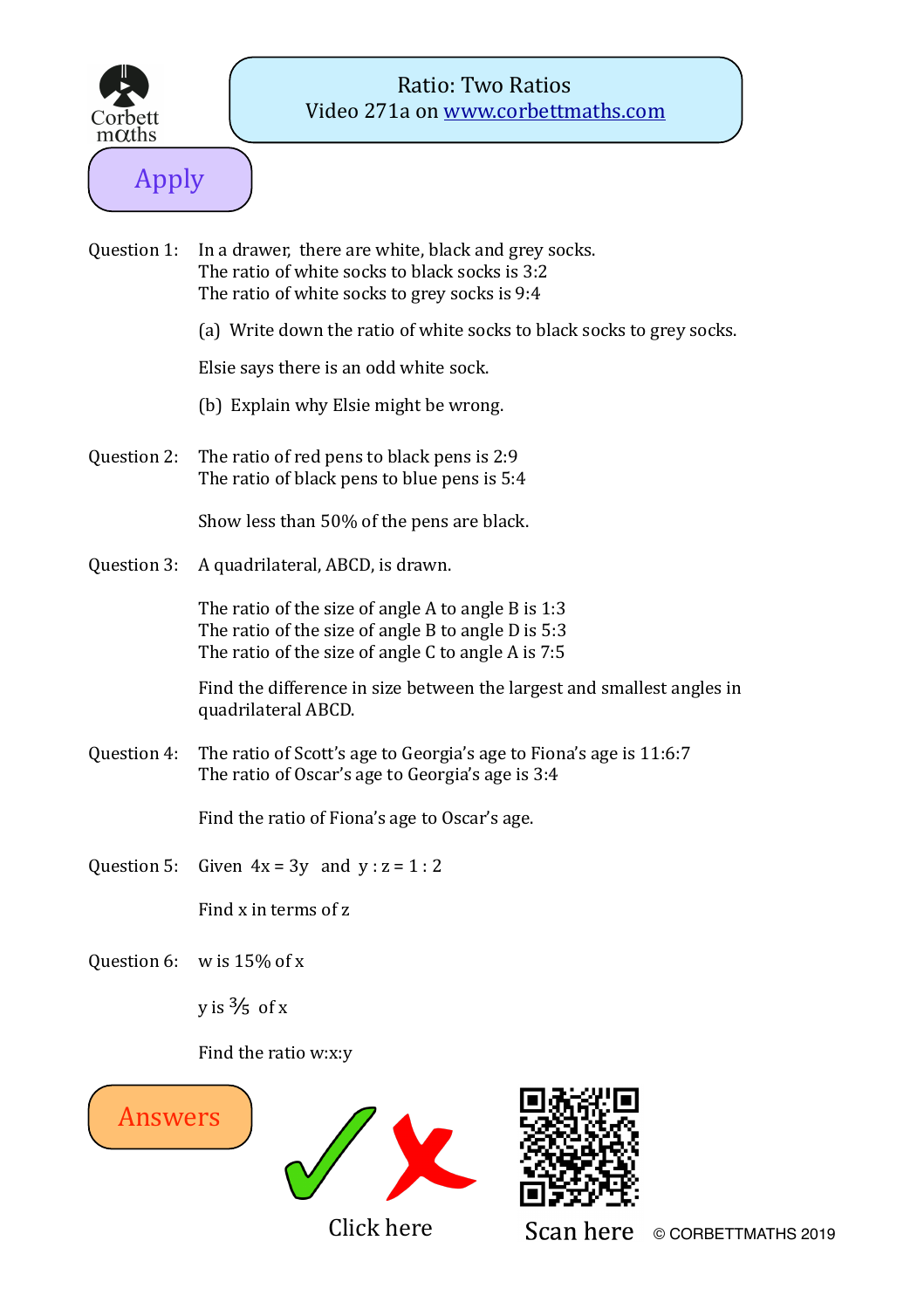Corbett maths

# Ratio: Two Ratios

Video 271a on www.corbettmaths.com

## Apply

**Question 1:** In a drawer, there are white, black and grey socks.
The ratio of white socks to black socks is 3:2
The ratio of white socks to grey socks is 9:4

(a) Write down the ratio of white socks to black socks to grey socks.

Elsie says there is an odd white sock.

(b) Explain why Elsie might be wrong.

**Question 2:** The ratio of red pens to black pens is 2:9
The ratio of black pens to blue pens is 5:4

Show less than 50% of the pens are black.

**Question 3:** A quadrilateral, ABCD, is drawn.

The ratio of the size of angle A to angle B is 1:3
The ratio of the size of angle B to angle D is 5:3
The ratio of the size of angle C to angle A is 7:5

Find the difference in size between the largest and smallest angles in quadrilateral ABCD.

**Question 4:** The ratio of Scott's age to Georgia's age to Fiona's age is 11:6:7
The ratio of Oscar's age to Georgia's age is 3:4

Find the ratio of Fiona's age to Oscar's age.

**Question 5:** Given $4x = 3y$ and $y : z = 1 : 2$

Find $x$ in terms of $z$

**Question 6:** $w$ is 15% of $x$

$y$ is $\frac{3}{5}$ of $x$

Find the ratio $w:x:y$

Answers

Click here

Scan here

© CORBETTMATHS 2019